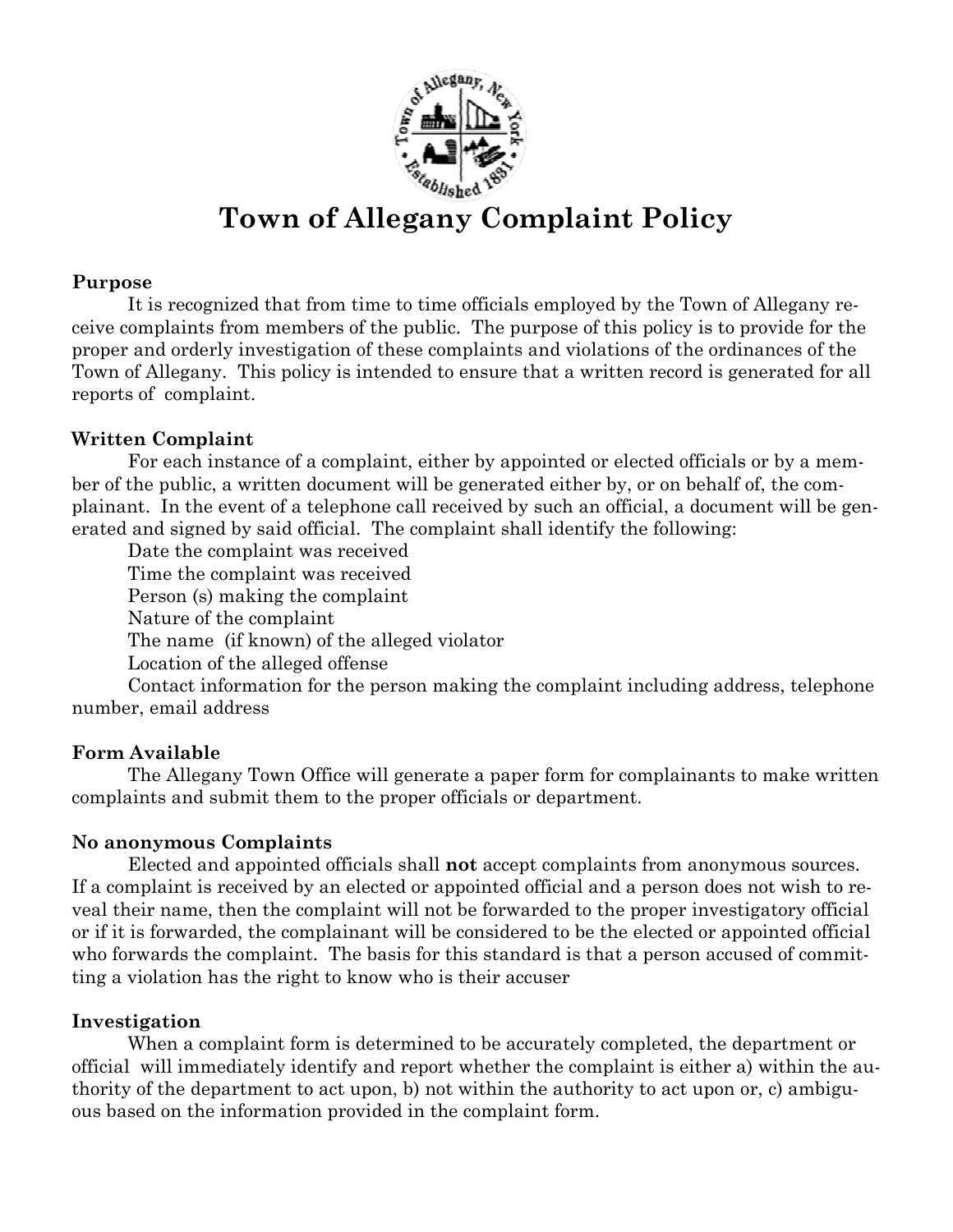# Town of Allegany Complaint Policy

**Purpose**

It is recognized that from time to time officials employed by the Town of Allegany receive complaints from members of the public. The purpose of this policy is to provide for the proper and orderly investigation of these complaints and violations of the ordinances of the Town of Allegany. This policy is intended to ensure that a written record is generated for all reports of complaint.

**Written Complaint**

For each instance of a complaint, either by appointed or elected officials or by a member of the public, a written document will be generated either by, or on behalf of, the complainant. In the event of a telephone call received by such an official, a document will be generated and signed by said official. The complaint shall identify the following:

Date the complaint was received
Time the complaint was received
Person (s) making the complaint
Nature of the complaint
The name (if known) of the alleged violator
Location of the alleged offense
Contact information for the person making the complaint including address, telephone number, email address

**Form Available**

The Allegany Town Office will generate a paper form for complainants to make written complaints and submit them to the proper officials or department.

**No anonymous Complaints**

Elected and appointed officials shall **not** accept complaints from anonymous sources. If a complaint is received by an elected or appointed official and a person does not wish to reveal their name, then the complaint will not be forwarded to the proper investigatory official or if it is forwarded, the complainant will be considered to be the elected or appointed official who forwards the complaint. The basis for this standard is that a person accused of committing a violation has the right to know who is their accuser

**Investigation**

When a complaint form is determined to be accurately completed, the department or official will immediately identify and report whether the complaint is either a) within the authority of the department to act upon, b) not within the authority to act upon or, c) ambiguous based on the information provided in the complaint form.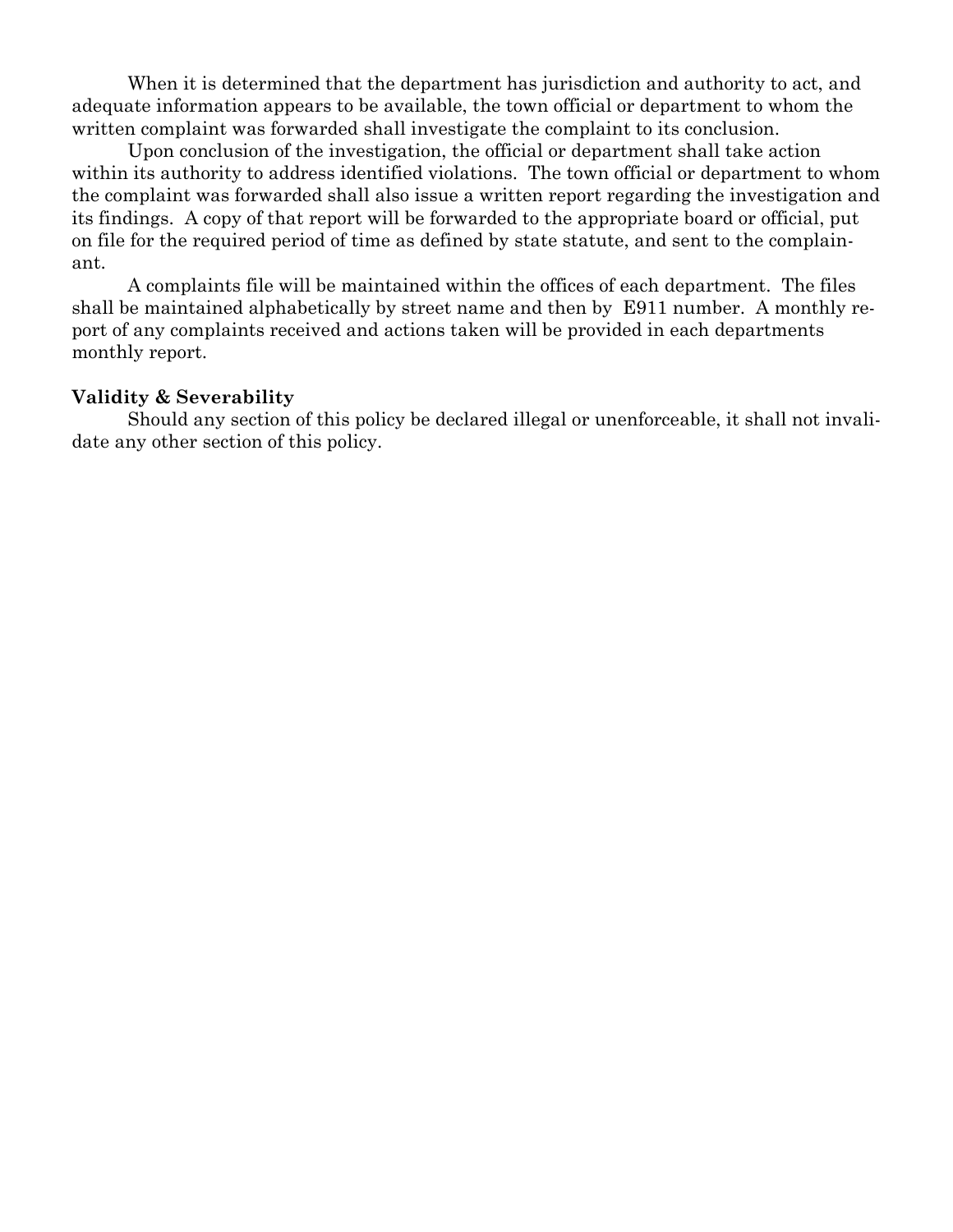When it is determined that the department has jurisdiction and authority to act, and adequate information appears to be available, the town official or department to whom the written complaint was forwarded shall investigate the complaint to its conclusion.

Upon conclusion of the investigation, the official or department shall take action within its authority to address identified violations. The town official or department to whom the complaint was forwarded shall also issue a written report regarding the investigation and its findings. A copy of that report will be forwarded to the appropriate board or official, put on file for the required period of time as defined by state statute, and sent to the complainant.

A complaints file will be maintained within the offices of each department. The files shall be maintained alphabetically by street name and then by E911 number. A monthly report of any complaints received and actions taken will be provided in each departments monthly report.

**Validity & Severability**

Should any section of this policy be declared illegal or unenforceable, it shall not invalidate any other section of this policy.